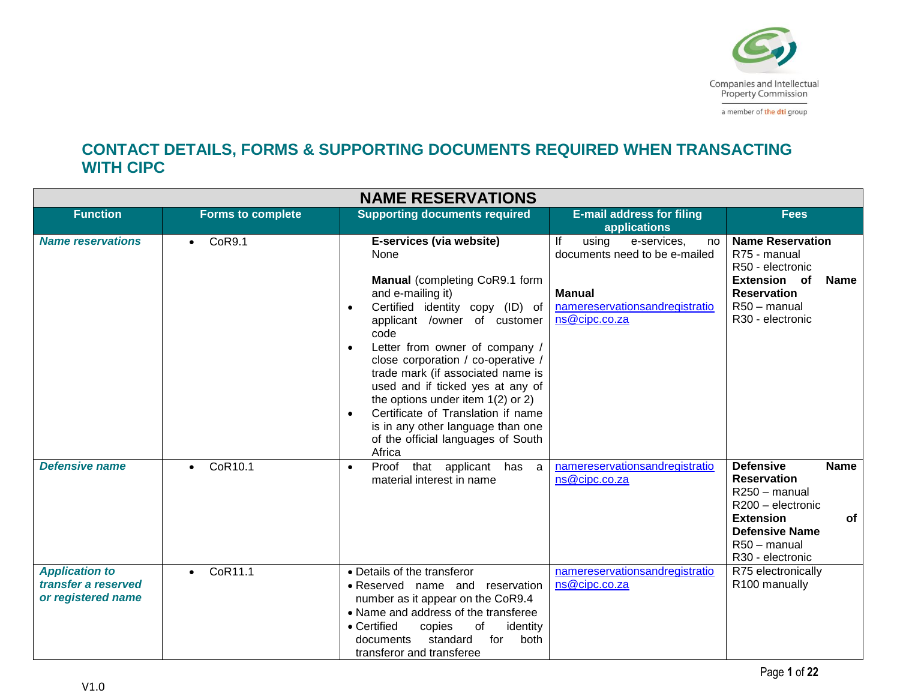Companies and Intellectual Property Commission

a member of the dti group

# CONTACT DETAILS, FORMS & SUPPORTING DOCUMENTS REQUIRED WHEN TRANSACTING WITH CIPC

| NAME RESERVATIONS | | | | |
|---|---|---|---|---|
| **Function** | **Forms to complete** | **Supporting documents required** | **E-mail address for filing applications** | **Fees** |
| ***Name reservations*** | • CoR9.1 | **E-services (via website)**<br>None<br><br>**Manual** (completing CoR9.1 form and e-mailing it)<br>• Certified identity copy (ID) of applicant /owner of customer code<br>• Letter from owner of company / close corporation / co-operative / trade mark (if associated name is used and if ticked yes at any of the options under item 1(2) or 2)<br>• Certificate of Translation if name is in any other language than one of the official languages of South Africa | If using e-services, no documents need to be e-mailed<br><br>**Manual**<br>namereservationsandregistrations@cipc.co.za | **Name Reservation**<br>R75 - manual<br>R50 - electronic<br>**Extension of Name Reservation**<br>R50 – manual<br>R30 - electronic |
| ***Defensive name*** | • CoR10.1 | • Proof that applicant has a material interest in name | namereservationsandregistrations@cipc.co.za | **Defensive Name Reservation**<br>R250 – manual<br>R200 – electronic<br>**Extension of Defensive Name**<br>R50 – manual<br>R30 - electronic |
| ***Application to transfer a reserved or registered name*** | • CoR11.1 | • Details of the transferor<br>• Reserved name and reservation number as it appear on the CoR9.4<br>• Name and address of the transferee<br>• Certified copies of identity documents standard for both transferor and transferee | namereservationsandregistrations@cipc.co.za | R75 electronically<br>R100 manually |

V1.0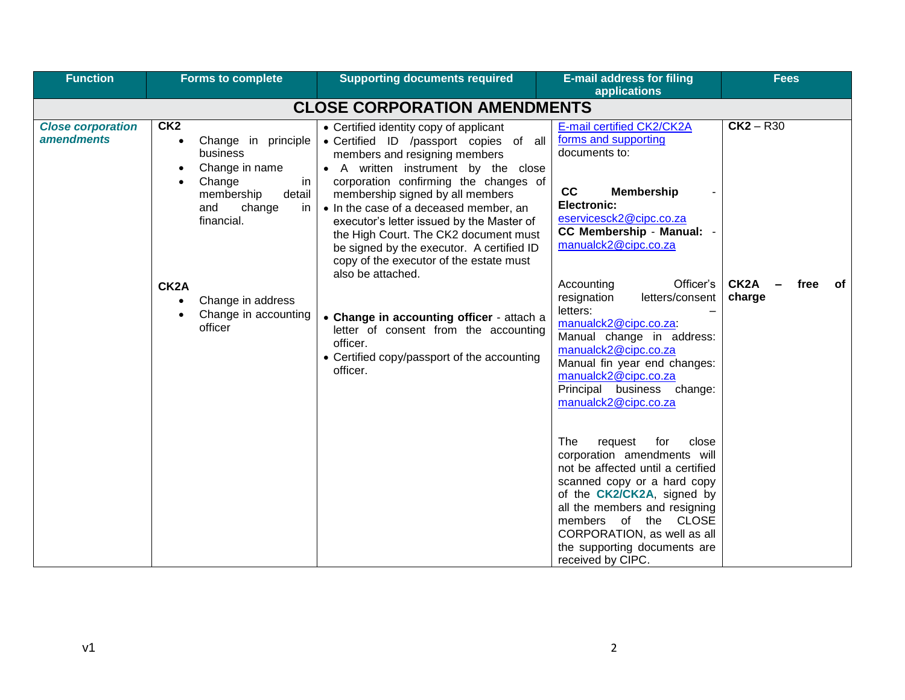| Function | Forms to complete | Supporting documents required | E-mail address for filing applications | Fees |
|---|---|---|---|---|
| **CLOSE CORPORATION AMENDMENTS** | | | | |
| ***Close corporation amendments*** | **CK2**<br>• Change in principle business<br>• Change in name<br>• Change in membership detail and change in financial. | • Certified identity copy of applicant<br>• Certified ID /passport copies of all members and resigning members<br>• A written instrument by the close corporation confirming the changes of membership signed by all members<br>• In the case of a deceased member, an executor's letter issued by the Master of the High Court. The CK2 document must be signed by the executor. A certified ID copy of the executor of the estate must also be attached. | E-mail certified CK2/CK2A forms and supporting documents to:<br><br>**CC Membership - Electronic:** eservicesck2@cipc.co.za<br>**CC Membership - Manual:** - manualck2@cipc.co.za | **CK2** – R30 |
| | **CK2A**<br>• Change in address<br>• Change in accounting officer | • **Change in accounting officer** - attach a letter of consent from the accounting officer.<br>• Certified copy/passport of the accounting officer. | Accounting Officer's resignation letters/consent letters: – manualck2@cipc.co.za:<br>Manual change in address: manualck2@cipc.co.za<br>Manual fin year end changes: manualck2@cipc.co.za<br>Principal business change: manualck2@cipc.co.za<br><br>The request for close corporation amendments will not be affected until a certified scanned copy or a hard copy of the **CK2/CK2A**, signed by all the members and resigning members of the CLOSE CORPORATION, as well as all the supporting documents are received by CIPC. | **CK2A – free of charge** |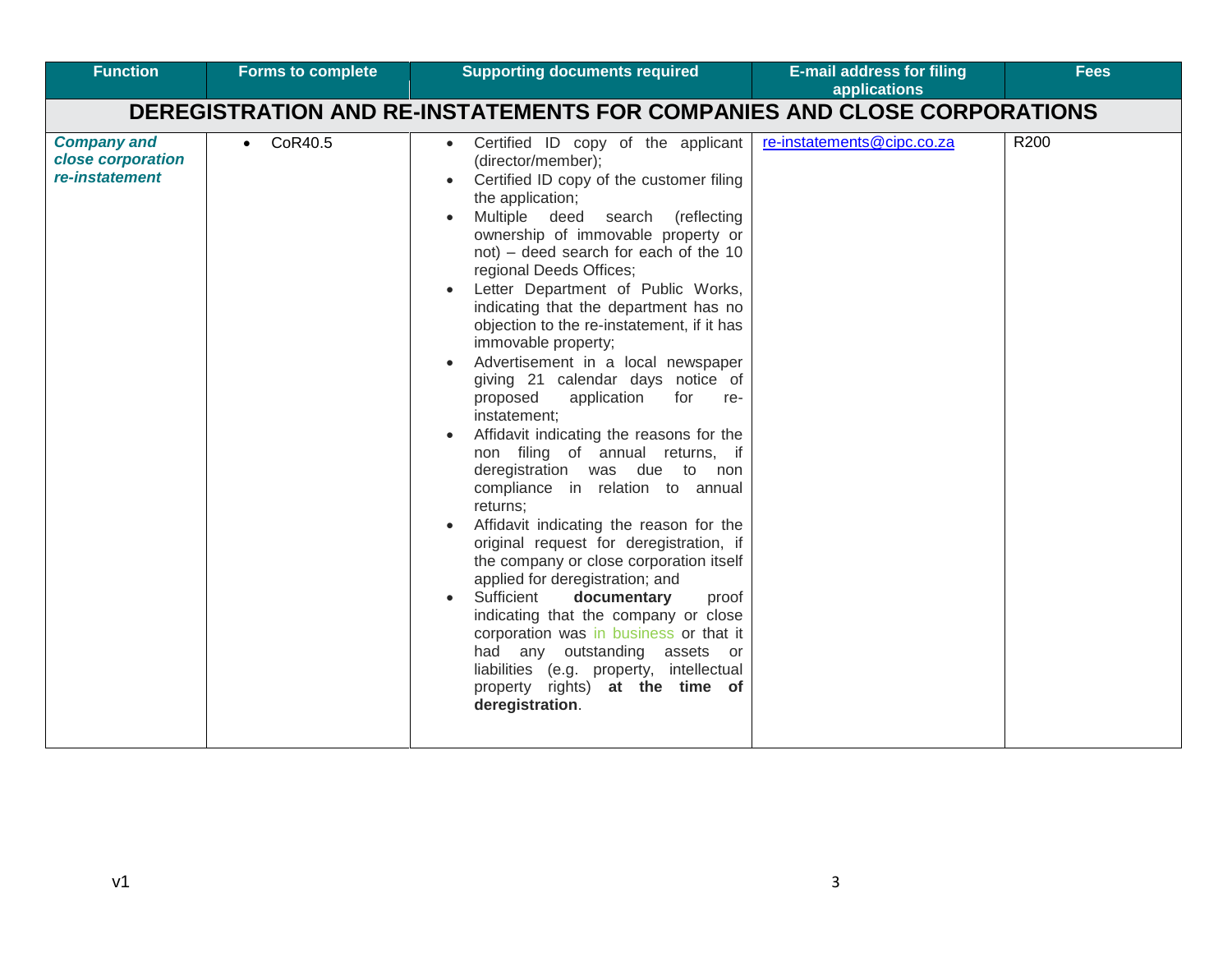| Function | Forms to complete | Supporting documents required | E-mail address for filing applications | Fees |
|---|---|---|---|---|
| **DEREGISTRATION AND RE-INSTATEMENTS FOR COMPANIES AND CLOSE CORPORATIONS** | | | | |
| ***Company and close corporation re-instatement*** | • CoR40.5 | • Certified ID copy of the applicant (director/member);<br>• Certified ID copy of the customer filing the application;<br>• Multiple deed search (reflecting ownership of immovable property or not) – deed search for each of the 10 regional Deeds Offices;<br>• Letter Department of Public Works, indicating that the department has no objection to the re-instatement, if it has immovable property;<br>• Advertisement in a local newspaper giving 21 calendar days notice of proposed application for re-instatement;<br>• Affidavit indicating the reasons for the non filing of annual returns, if deregistration was due to non compliance in relation to annual returns;<br>• Affidavit indicating the reason for the original request for deregistration, if the company or close corporation itself applied for deregistration; and<br>• Sufficient **documentary** proof indicating that the company or close corporation was in business or that it had any outstanding assets or liabilities (e.g. property, intellectual property rights) **at the time of deregistration**. | re-instatements@cipc.co.za | R200 |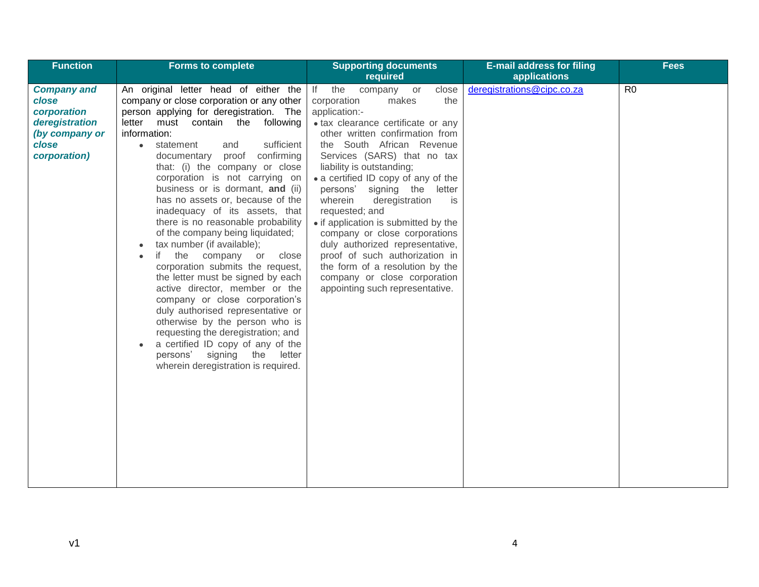| Function | Forms to complete | Supporting documents required | E-mail address for filing applications | Fees |
|---|---|---|---|---|
| ***Company and close corporation deregistration (by company or close corporation)*** | An original letter head of either the company or close corporation or any other person applying for deregistration. The letter must contain the following information:<br>• statement and sufficient documentary proof confirming that: (i) the company or close corporation is not carrying on business or is dormant, **and** (ii) has no assets or, because of the inadequacy of its assets, that there is no reasonable probability of the company being liquidated;<br>• tax number (if available);<br>• if the company or close corporation submits the request, the letter must be signed by each active director, member or the company or close corporation's duly authorised representative or otherwise by the person who is requesting the deregistration; and<br>• a certified ID copy of any of the persons' signing the letter wherein deregistration is required. | If the company or close corporation makes the application:-<br>• tax clearance certificate or any other written confirmation from the South African Revenue Services (SARS) that no tax liability is outstanding;<br>• a certified ID copy of any of the persons' signing the letter wherein deregistration is requested; and<br>• if application is submitted by the company or close corporations duly authorized representative, proof of such authorization in the form of a resolution by the company or close corporation appointing such representative. | deregistrations@cipc.co.za | R0 |

v1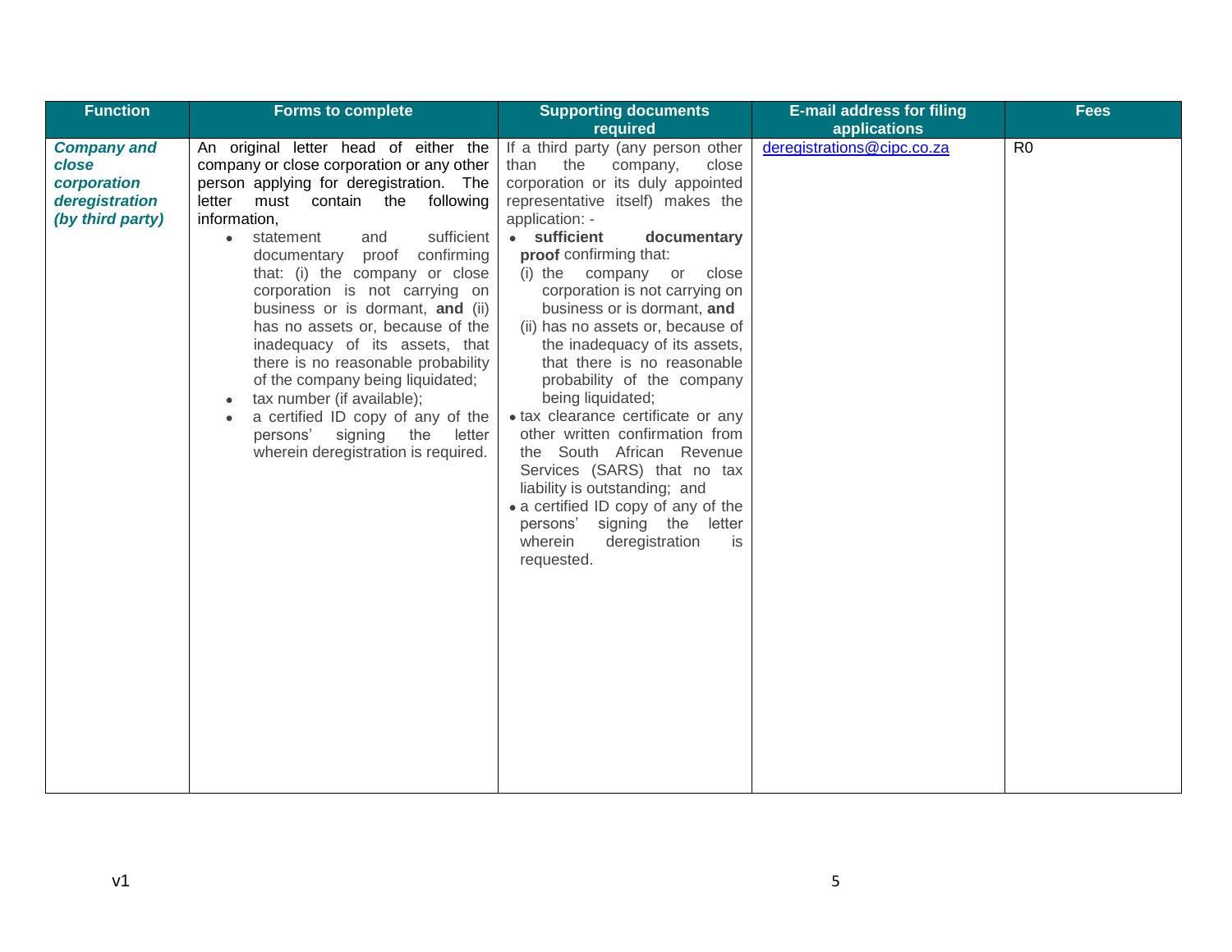| Function | Forms to complete | Supporting documents required | E-mail address for filing applications | Fees |
|---|---|---|---|---|
| ***Company and close corporation deregistration (by third party)*** | An original letter head of either the company or close corporation or any other person applying for deregistration. The letter must contain the following information,<br>• statement and sufficient documentary proof confirming that: (i) the company or close corporation is not carrying on business or is dormant, **and** (ii) has no assets or, because of the inadequacy of its assets, that there is no reasonable probability of the company being liquidated;<br>• tax number (if available);<br>• a certified ID copy of any of the persons' signing the letter wherein deregistration is required. | If a third party (any person other than the company, close corporation or its duly appointed representative itself) makes the application: -<br>• **sufficient documentary proof** confirming that:<br>(i) the company or close corporation is not carrying on business or is dormant, **and**<br>(ii) has no assets or, because of the inadequacy of its assets, that there is no reasonable probability of the company being liquidated;<br>• tax clearance certificate or any other written confirmation from the South African Revenue Services (SARS) that no tax liability is outstanding; and<br>• a certified ID copy of any of the persons' signing the letter wherein deregistration is requested. | deregistrations@cipc.co.za | R0 |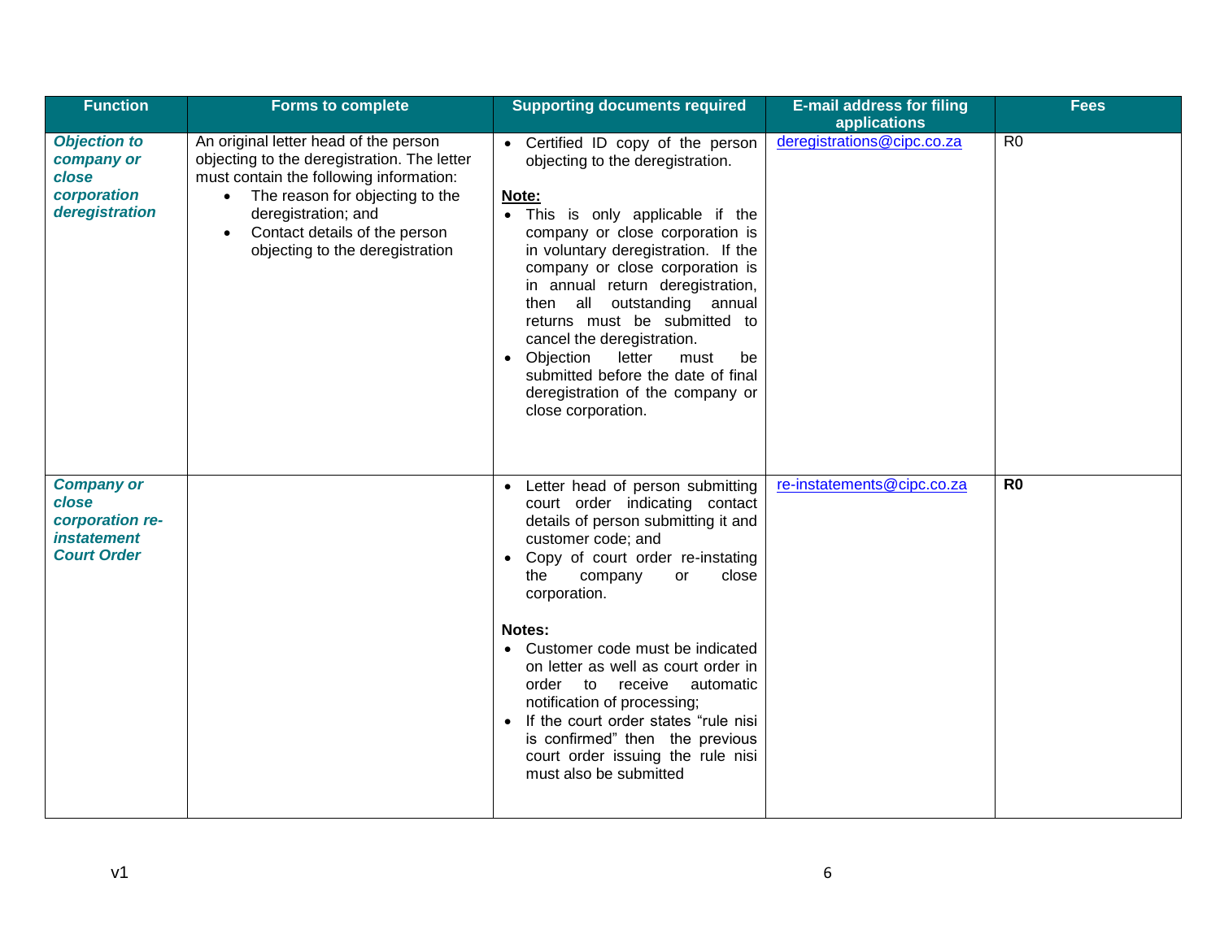| Function | Forms to complete | Supporting documents required | E-mail address for filing applications | Fees |
|---|---|---|---|---|
| ***Objection to company or close corporation deregistration*** | An original letter head of the person objecting to the deregistration. The letter must contain the following information:<br>• The reason for objecting to the deregistration; and<br>• Contact details of the person objecting to the deregistration | • Certified ID copy of the person objecting to the deregistration.<br><br>**Note:**<br>• This is only applicable if the company or close corporation is in voluntary deregistration. If the company or close corporation is in annual return deregistration, then all outstanding annual returns must be submitted to cancel the deregistration.<br>• Objection letter must be submitted before the date of final deregistration of the company or close corporation. | deregistrations@cipc.co.za | R0 |
| ***Company or close corporation re-instatement Court Order*** | | • Letter head of person submitting court order indicating contact details of person submitting it and customer code; and<br>• Copy of court order re-instating the company or close corporation.<br><br>**Notes:**<br>• Customer code must be indicated on letter as well as court order in order to receive automatic notification of processing;<br>• If the court order states "rule nisi is confirmed" then the previous court order issuing the rule nisi must also be submitted | re-instatements@cipc.co.za | **R0** |

v1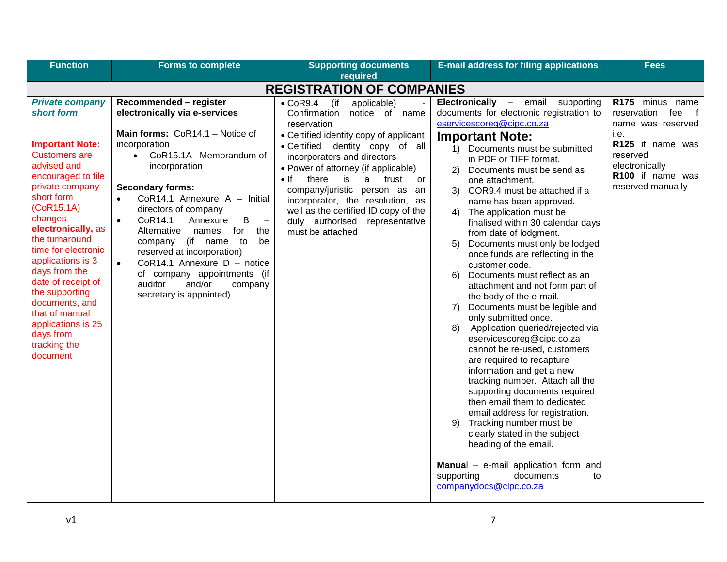| Function | Forms to complete | Supporting documents required | E-mail address for filing applications | Fees |
|---|---|---|---|---|
| **REGISTRATION OF COMPANIES** | | | | |
| ***Private company short form***<br><br>**Important Note:** Customers are advised and encouraged to file private company short form (CoR15.1A) changes **electronically,** as the turnaround time for electronic applications is 3 days from the date of receipt of the supporting documents, and that of manual applications is 25 days from tracking the document | **Recommended – register electronically via e-services**<br><br>**Main forms:** CoR14.1 – Notice of incorporation<br>• CoR15.1A –Memorandum of incorporation<br><br>**Secondary forms:**<br>• CoR14.1 Annexure A – Initial directors of company<br>• CoR14.1 Annexure B – Alternative names for the company (if name to be reserved at incorporation)<br>• CoR14.1 Annexure D – notice of company appointments (if auditor and/or company secretary is appointed) | • CoR9.4 (if applicable) - Confirmation notice of name reservation<br>• Certified identity copy of applicant<br>• Certified identity copy of all incorporators and directors<br>• Power of attorney (if applicable)<br>• If there is a trust or company/juristic person as an incorporator, the resolution, as well as the certified ID copy of the duly authorised representative must be attached | **Electronically** – email supporting documents for electronic registration to eservicescoreg@cipc.co.za<br>**Important Note:**<br>1) Documents must be submitted in PDF or TIFF format.<br>2) Documents must be send as one attachment.<br>3) COR9.4 must be attached if a name has been approved.<br>4) The application must be finalised within 30 calendar days from date of lodgment.<br>5) Documents must only be lodged once funds are reflecting in the customer code.<br>6) Documents must reflect as an attachment and not form part of the body of the e-mail.<br>7) Documents must be legible and only submitted once.<br>8) Application queried/rejected via eservicescoreg@cipc.co.za cannot be re-used, customers are required to recapture information and get a new tracking number. Attach all the supporting documents required then email them to dedicated email address for registration.<br>9) Tracking number must be clearly stated in the subject heading of the email.<br><br>**Manual** – e-mail application form and supporting documents to companydocs@cipc.co.za | **R175** minus name reservation fee if name was reserved i.e.<br>**R125** if name was reserved electronically<br>**R100** if name was reserved manually |

v1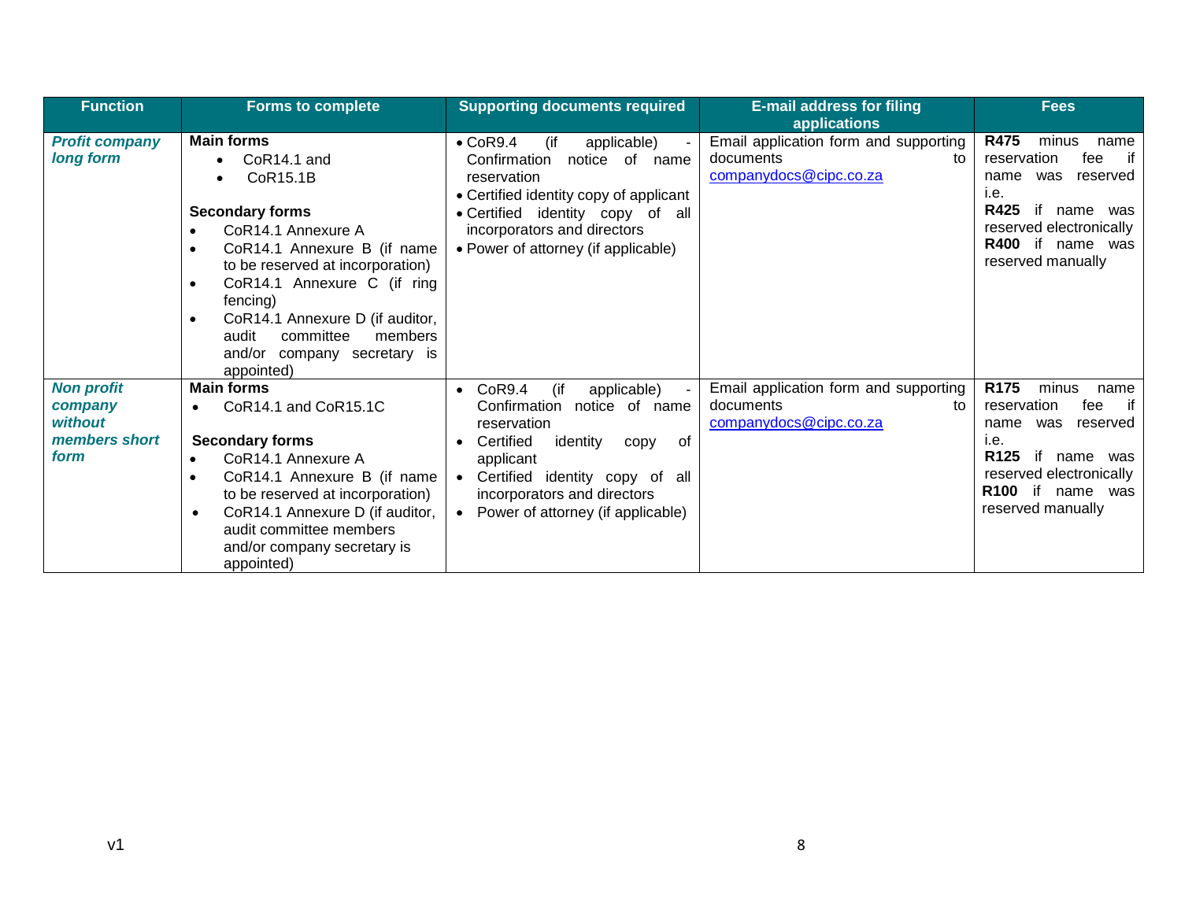| Function | Forms to complete | Supporting documents required | E-mail address for filing applications | Fees |
| --- | --- | --- | --- | --- |
| ***Profit company long form*** | **Main forms**<br>• CoR14.1 and<br>• CoR15.1B<br><br>**Secondary forms**<br>• CoR14.1 Annexure A<br>• CoR14.1 Annexure B (if name to be reserved at incorporation)<br>• CoR14.1 Annexure C (if ring fencing)<br>• CoR14.1 Annexure D (if auditor, audit committee members and/or company secretary is appointed) | • CoR9.4 (if applicable) - Confirmation notice of name reservation<br>• Certified identity copy of applicant<br>• Certified identity copy of all incorporators and directors<br>• Power of attorney (if applicable) | Email application form and supporting documents to companydocs@cipc.co.za | **R475** minus name reservation fee if name was reserved i.e.<br>**R425** if name was reserved electronically<br>**R400** if name was reserved manually |
| ***Non profit company without members short form*** | **Main forms**<br>• CoR14.1 and CoR15.1C<br><br>**Secondary forms**<br>• CoR14.1 Annexure A<br>• CoR14.1 Annexure B (if name to be reserved at incorporation)<br>• CoR14.1 Annexure D (if auditor, audit committee members and/or company secretary is appointed) | • CoR9.4 (if applicable) - Confirmation notice of name reservation<br>• Certified identity copy of applicant<br>• Certified identity copy of all incorporators and directors<br>• Power of attorney (if applicable) | Email application form and supporting documents to companydocs@cipc.co.za | **R175** minus name reservation fee if name was reserved i.e.<br>**R125** if name was reserved electronically<br>**R100** if name was reserved manually |

v1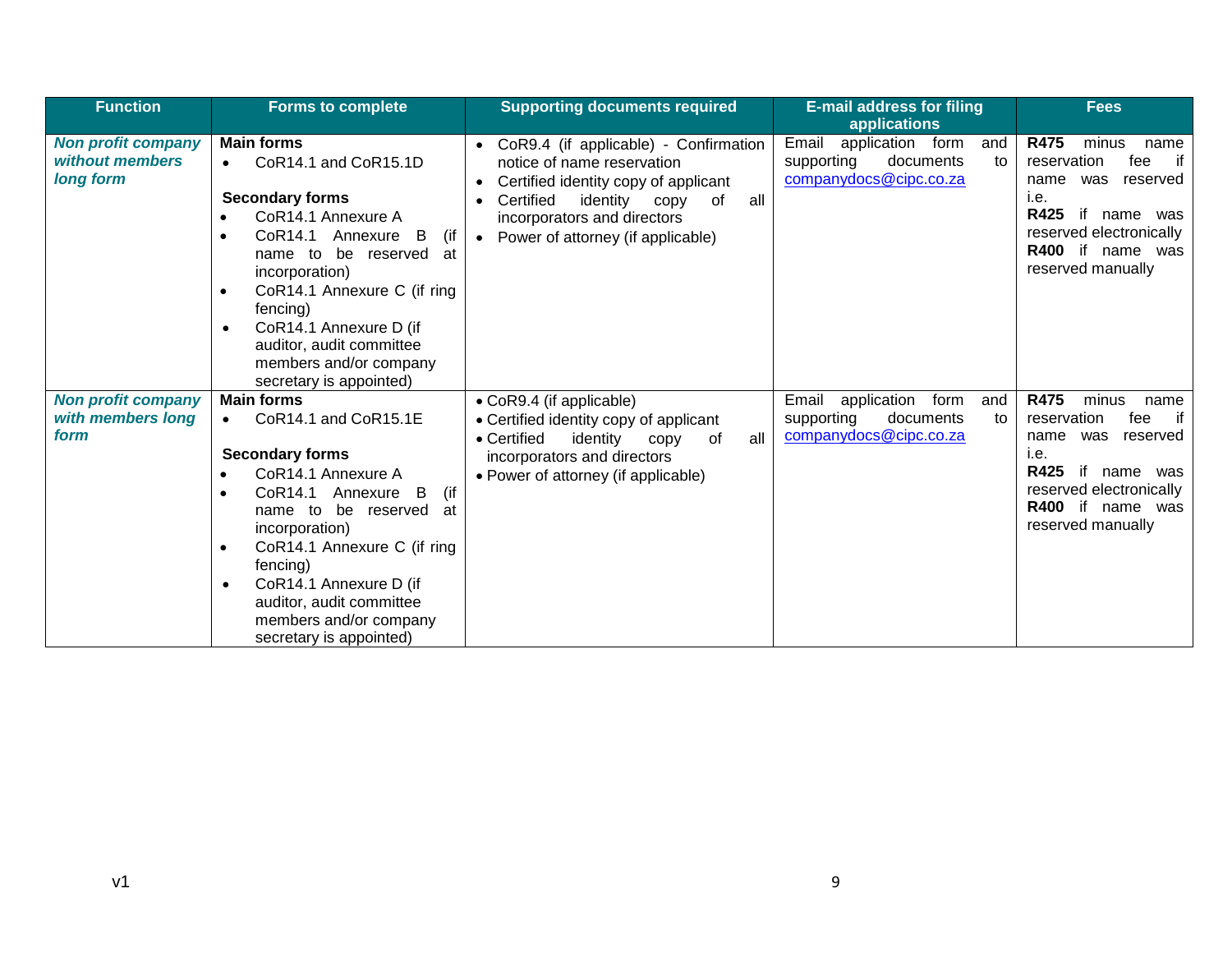| Function | Forms to complete | Supporting documents required | E-mail address for filing applications | Fees |
|---|---|---|---|---|
| ***Non profit company without members long form*** | **Main forms**<br>• CoR14.1 and CoR15.1D<br><br>**Secondary forms**<br>• CoR14.1 Annexure A<br>• CoR14.1 Annexure B (if name to be reserved at incorporation)<br>• CoR14.1 Annexure C (if ring fencing)<br>• CoR14.1 Annexure D (if auditor, audit committee members and/or company secretary is appointed) | • CoR9.4 (if applicable) - Confirmation notice of name reservation<br>• Certified identity copy of applicant<br>• Certified identity copy of all incorporators and directors<br>• Power of attorney (if applicable) | Email application form and supporting documents to companydocs@cipc.co.za | **R475** minus name reservation fee if name was reserved i.e.<br>**R425** if name was reserved electronically<br>**R400** if name was reserved manually |
| ***Non profit company with members long form*** | **Main forms**<br>• CoR14.1 and CoR15.1E<br><br>**Secondary forms**<br>• CoR14.1 Annexure A<br>• CoR14.1 Annexure B (if name to be reserved at incorporation)<br>• CoR14.1 Annexure C (if ring fencing)<br>• CoR14.1 Annexure D (if auditor, audit committee members and/or company secretary is appointed) | • CoR9.4 (if applicable)<br>• Certified identity copy of applicant<br>• Certified identity copy of all incorporators and directors<br>• Power of attorney (if applicable) | Email application form and supporting documents to companydocs@cipc.co.za | **R475** minus name reservation fee if name was reserved i.e.<br>**R425** if name was reserved electronically<br>**R400** if name was reserved manually |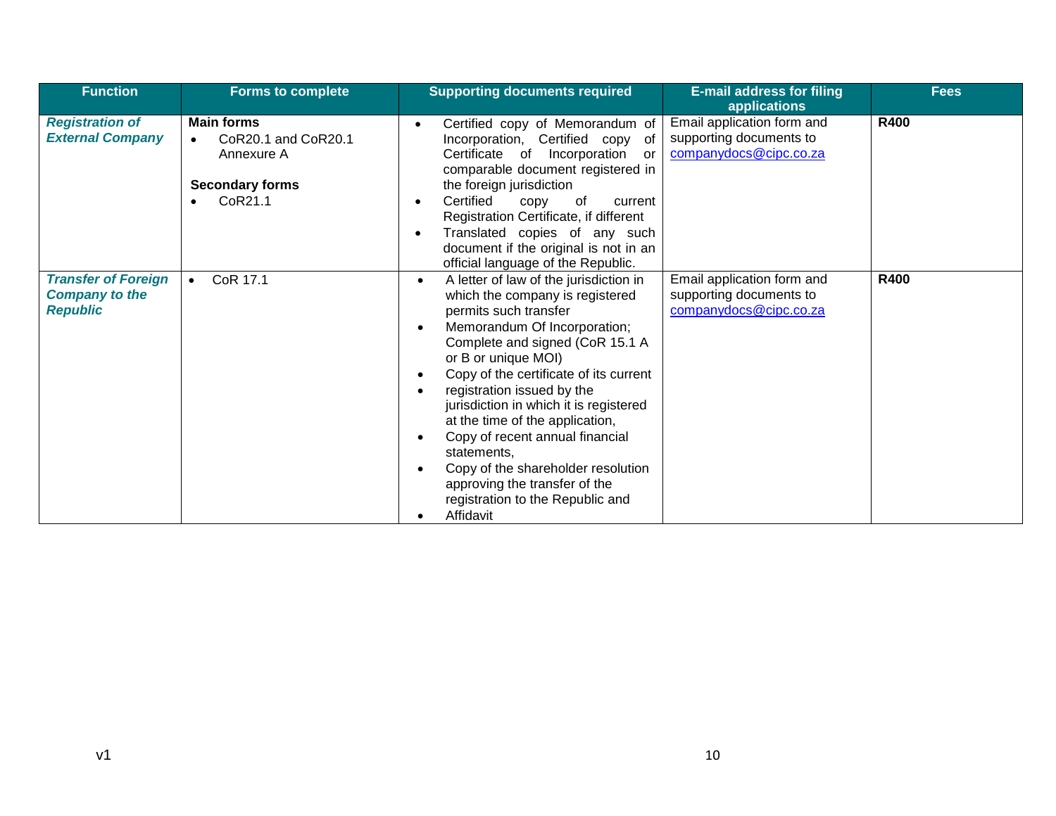| Function | Forms to complete | Supporting documents required | E-mail address for filing applications | Fees |
|---|---|---|---|---|
| ***Registration of External Company*** | **Main forms**<br>• CoR20.1 and CoR20.1 Annexure A<br><br>**Secondary forms**<br>• CoR21.1 | • Certified copy of Memorandum of Incorporation, Certified copy of Certificate of Incorporation or comparable document registered in the foreign jurisdiction<br>• Certified copy of current Registration Certificate, if different<br>• Translated copies of any such document if the original is not in an official language of the Republic. | Email application form and supporting documents to companydocs@cipc.co.za | **R400** |
| ***Transfer of Foreign Company to the Republic*** | • CoR 17.1 | • A letter of law of the jurisdiction in which the company is registered permits such transfer<br>• Memorandum Of Incorporation; Complete and signed (CoR 15.1 A or B or unique MOI)<br>• Copy of the certificate of its current<br>• registration issued by the jurisdiction in which it is registered at the time of the application,<br>• Copy of recent annual financial statements,<br>• Copy of the shareholder resolution approving the transfer of the registration to the Republic and<br>• Affidavit | Email application form and supporting documents to companydocs@cipc.co.za | **R400** |

v1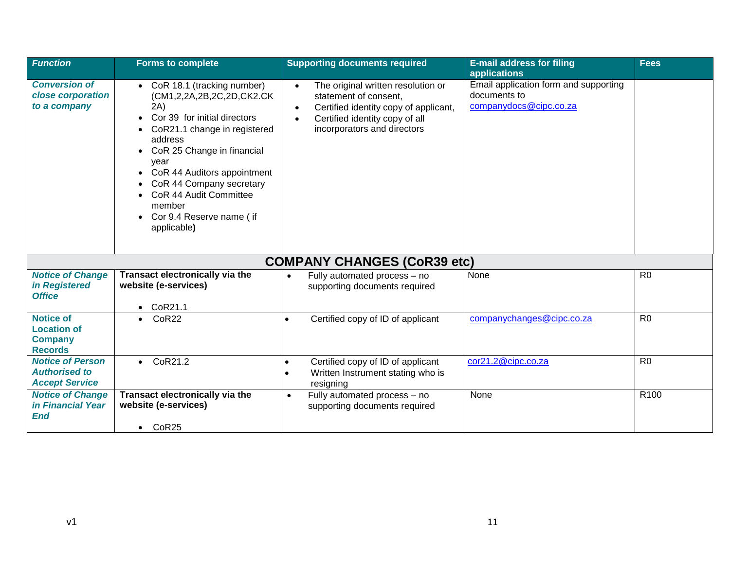| *Function* | Forms to complete | Supporting documents required | E-mail address for filing applications | Fees |
|---|---|---|---|---|
| ***Conversion of close corporation to a company*** | • CoR 18.1 (tracking number) (CM1,2,2A,2B,2C,2D,CK2.CK 2A)<br>• Cor 39 for initial directors<br>• CoR21.1 change in registered address<br>• CoR 25 Change in financial year<br>• CoR 44 Auditors appointment<br>• CoR 44 Company secretary<br>• CoR 44 Audit Committee member<br>• Cor 9.4 Reserve name ( if applicable**)** | • The original written resolution or statement of consent,<br>• Certified identity copy of applicant,<br>• Certified identity copy of all incorporators and directors | Email application form and supporting documents to companydocs@cipc.co.za | |
| **COMPANY CHANGES (CoR39 etc)** | | | | |
| ***Notice of Change in Registered Office*** | **Transact electronically via the website (e-services)**<br>• CoR21.1 | • Fully automated process – no supporting documents required | None | R0 |
| **Notice of Location of Company Records** | • CoR22 | • Certified copy of ID of applicant | companychanges@cipc.co.za | R0 |
| ***Notice of Person Authorised to Accept Service*** | • CoR21.2 | • Certified copy of ID of applicant<br>• Written Instrument stating who is resigning | cor21.2@cipc.co.za | R0 |
| ***Notice of Change in Financial Year End*** | **Transact electronically via the website (e-services)**<br>• CoR25 | • Fully automated process – no supporting documents required | None | R100 |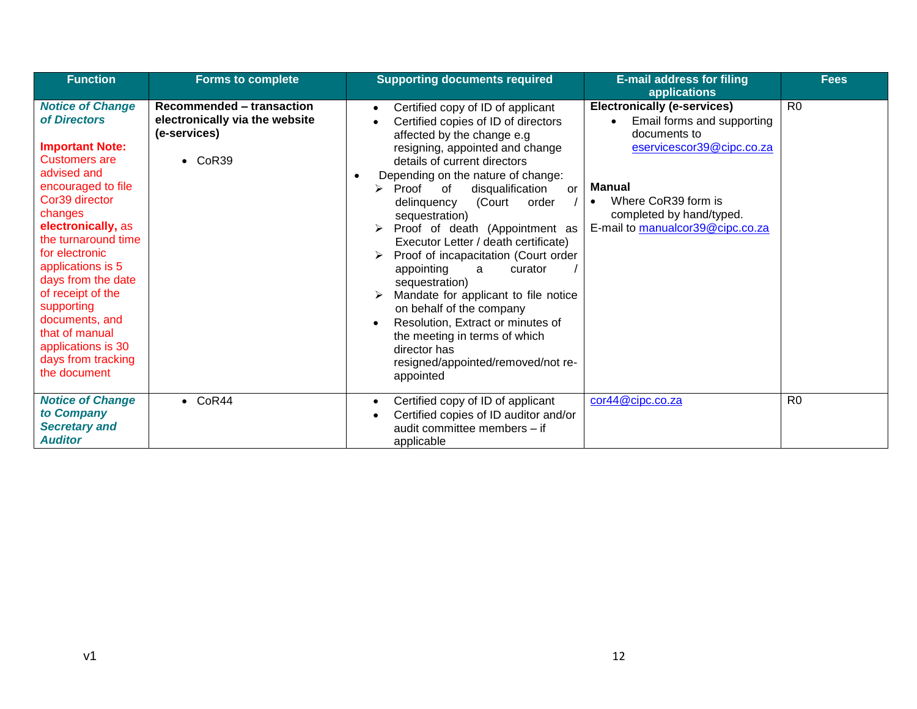| Function | Forms to complete | Supporting documents required | E-mail address for filing applications | Fees |
|---|---|---|---|---|
| ***Notice of Change of Directors***<br><br>**Important Note:** Customers are advised and encouraged to file Cor39 director changes **electronically,** as the turnaround time for electronic applications is 5 days from the date of receipt of the supporting documents, and that of manual applications is 30 days from tracking the document | **Recommended – transaction electronically via the website (e-services)**<br><br>• CoR39 | • Certified copy of ID of applicant<br>• Certified copies of ID of directors affected by the change e.g resigning, appointed and change details of current directors<br>• Depending on the nature of change:<br>➢ Proof of disqualification or delinquency (Court order / sequestration)<br>➢ Proof of death (Appointment as Executor Letter / death certificate)<br>➢ Proof of incapacitation (Court order appointing a curator / sequestration)<br>➢ Mandate for applicant to file notice on behalf of the company<br>• Resolution, Extract or minutes of the meeting in terms of which director has resigned/appointed/removed/not re-appointed | **Electronically (e-services)**<br>• Email forms and supporting documents to eservicescor39@cipc.co.za<br><br>**Manual**<br>• Where CoR39 form is completed by hand/typed.<br>E-mail to manualcor39@cipc.co.za | R0 |
| ***Notice of Change to Company Secretary and Auditor*** | • CoR44 | • Certified copy of ID of applicant<br>• Certified copies of ID auditor and/or audit committee members – if applicable | cor44@cipc.co.za | R0 |

v1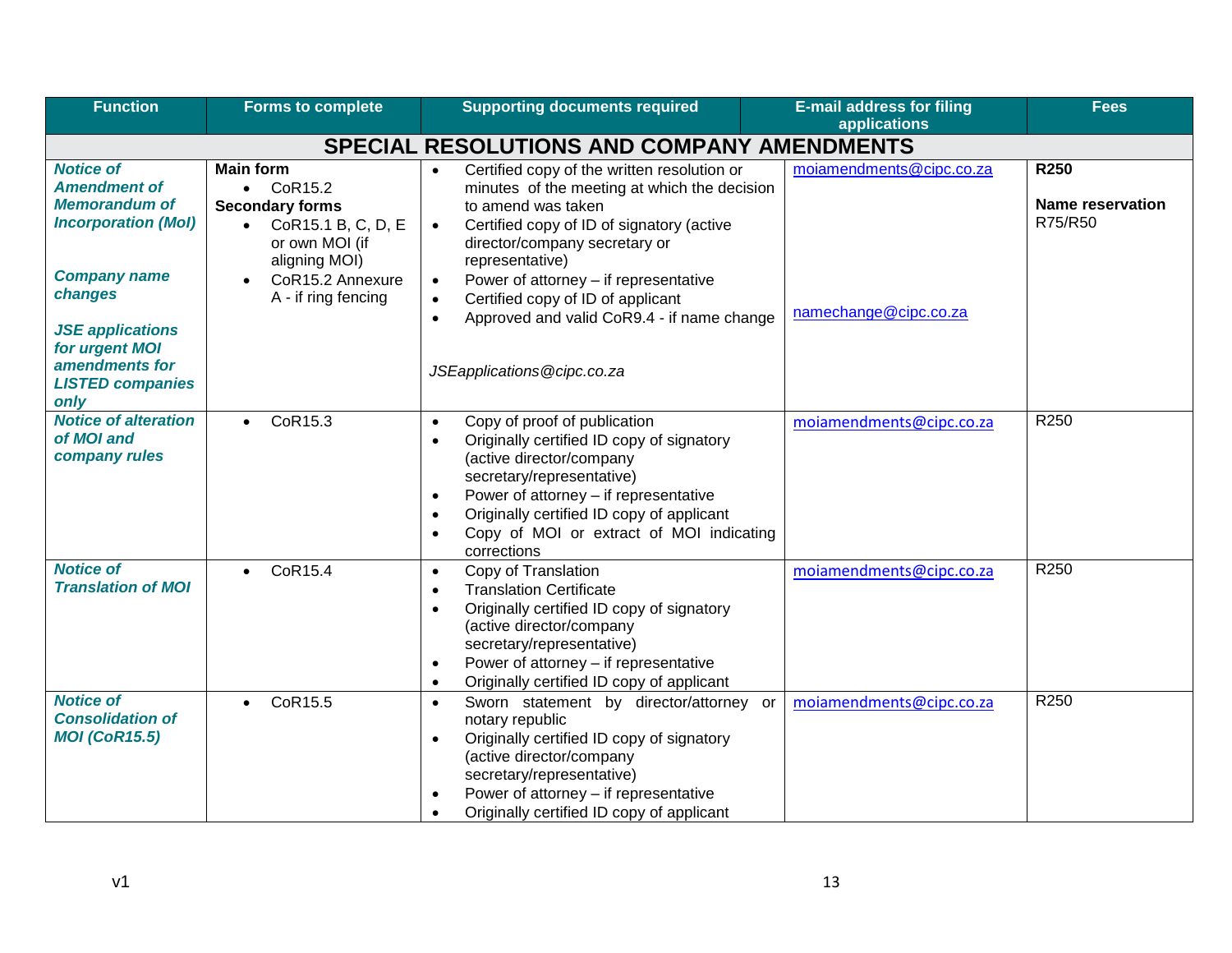| Function | Forms to complete | Supporting documents required | E-mail address for filing applications | Fees |
|---|---|---|---|---|
| **SPECIAL RESOLUTIONS AND COMPANY AMENDMENTS** | | | | |
| ***Notice of Amendment of Memorandum of Incorporation (MoI)***<br><br>***Company name changes***<br><br>***JSE applications for urgent MOI amendments for LISTED companies only*** | **Main form**<br>• CoR15.2<br>**Secondary forms**<br>• CoR15.1 B, C, D, E or own MOI (if aligning MOI)<br>• CoR15.2 Annexure A - if ring fencing | • Certified copy of the written resolution or minutes of the meeting at which the decision to amend was taken<br>• Certified copy of ID of signatory (active director/company secretary or representative)<br>• Power of attorney – if representative<br>• Certified copy of ID of applicant<br>• Approved and valid CoR9.4 - if name change<br><br>*JSEapplications@cipc.co.za* | moiamendments@cipc.co.za<br><br>namechange@cipc.co.za | **R250**<br><br>**Name reservation**<br>R75/R50 |
| ***Notice of alteration of MOI and company rules*** | • CoR15.3 | • Copy of proof of publication<br>• Originally certified ID copy of signatory (active director/company secretary/representative)<br>• Power of attorney – if representative<br>• Originally certified ID copy of applicant<br>• Copy of MOI or extract of MOI indicating corrections | moiamendments@cipc.co.za | R250 |
| ***Notice of Translation of MOI*** | • CoR15.4 | • Copy of Translation<br>• Translation Certificate<br>• Originally certified ID copy of signatory (active director/company secretary/representative)<br>• Power of attorney – if representative<br>• Originally certified ID copy of applicant | moiamendments@cipc.co.za | R250 |
| ***Notice of Consolidation of MOI (CoR15.5)*** | • CoR15.5 | • Sworn statement by director/attorney or notary republic<br>• Originally certified ID copy of signatory (active director/company secretary/representative)<br>• Power of attorney – if representative<br>• Originally certified ID copy of applicant | moiamendments@cipc.co.za | R250 |

v1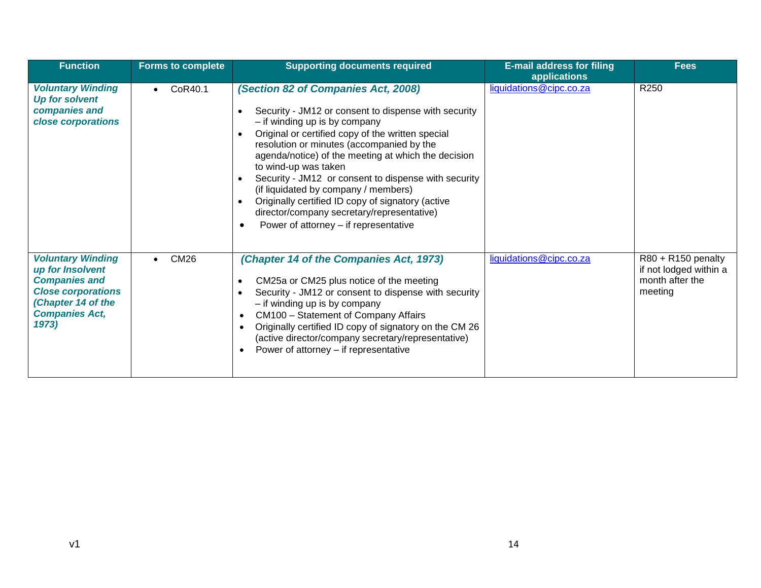| Function | Forms to complete | Supporting documents required | E-mail address for filing applications | Fees |
|---|---|---|---|---|
| ***Voluntary Winding Up for solvent companies and close corporations*** | • CoR40.1 | ***(Section 82 of Companies Act, 2008)*** <br> • Security - JM12 or consent to dispense with security – if winding up is by company <br> • Original or certified copy of the written special resolution or minutes (accompanied by the agenda/notice) of the meeting at which the decision to wind-up was taken <br> • Security - JM12 or consent to dispense with security (if liquidated by company / members) <br> • Originally certified ID copy of signatory (active director/company secretary/representative) <br> • Power of attorney – if representative | liquidations@cipc.co.za | R250 |
| ***Voluntary Winding up for Insolvent Companies and Close corporations (Chapter 14 of the Companies Act, 1973)*** | • CM26 | ***(Chapter 14 of the Companies Act, 1973)*** <br> • CM25a or CM25 plus notice of the meeting <br> • Security - JM12 or consent to dispense with security – if winding up is by company <br> • CM100 – Statement of Company Affairs <br> • Originally certified ID copy of signatory on the CM 26 (active director/company secretary/representative) <br> • Power of attorney – if representative | liquidations@cipc.co.za | R80 + R150 penalty if not lodged within a month after the meeting |

v1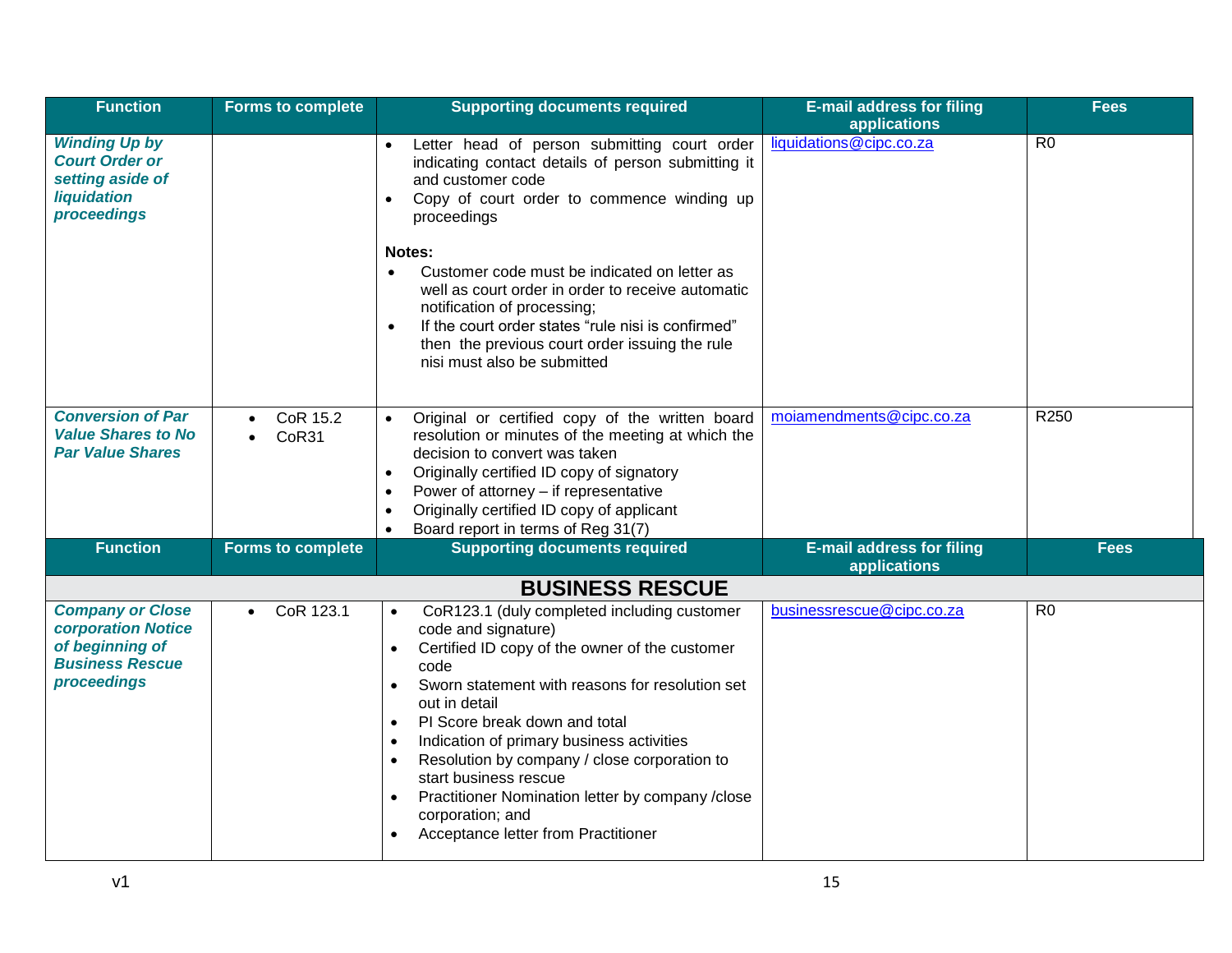| Function | Forms to complete | Supporting documents required | E-mail address for filing applications | Fees |
|---|---|---|---|---|
| ***Winding Up by Court Order or setting aside of liquidation proceedings*** | | • Letter head of person submitting court order indicating contact details of person submitting it and customer code<br>• Copy of court order to commence winding up proceedings<br><br>**Notes:**<br>• Customer code must be indicated on letter as well as court order in order to receive automatic notification of processing;<br>• If the court order states "rule nisi is confirmed" then the previous court order issuing the rule nisi must also be submitted | liquidations@cipc.co.za | R0 |
| ***Conversion of Par Value Shares to No Par Value Shares*** | • CoR 15.2<br>• CoR31 | • Original or certified copy of the written board resolution or minutes of the meeting at which the decision to convert was taken<br>• Originally certified ID copy of signatory<br>• Power of attorney – if representative<br>• Originally certified ID copy of applicant<br>• Board report in terms of Reg 31(7) | moiamendments@cipc.co.za | R250 |

| Function | Forms to complete | Supporting documents required | E-mail address for filing applications | Fees |
|---|---|---|---|---|
| **BUSINESS RESCUE** | | | | |
| ***Company or Close corporation Notice of beginning of Business Rescue proceedings*** | • CoR 123.1 | • CoR123.1 (duly completed including customer code and signature)<br>• Certified ID copy of the owner of the customer code<br>• Sworn statement with reasons for resolution set out in detail<br>• PI Score break down and total<br>• Indication of primary business activities<br>• Resolution by company / close corporation to start business rescue<br>• Practitioner Nomination letter by company /close corporation; and<br>• Acceptance letter from Practitioner | businessrescue@cipc.co.za | R0 |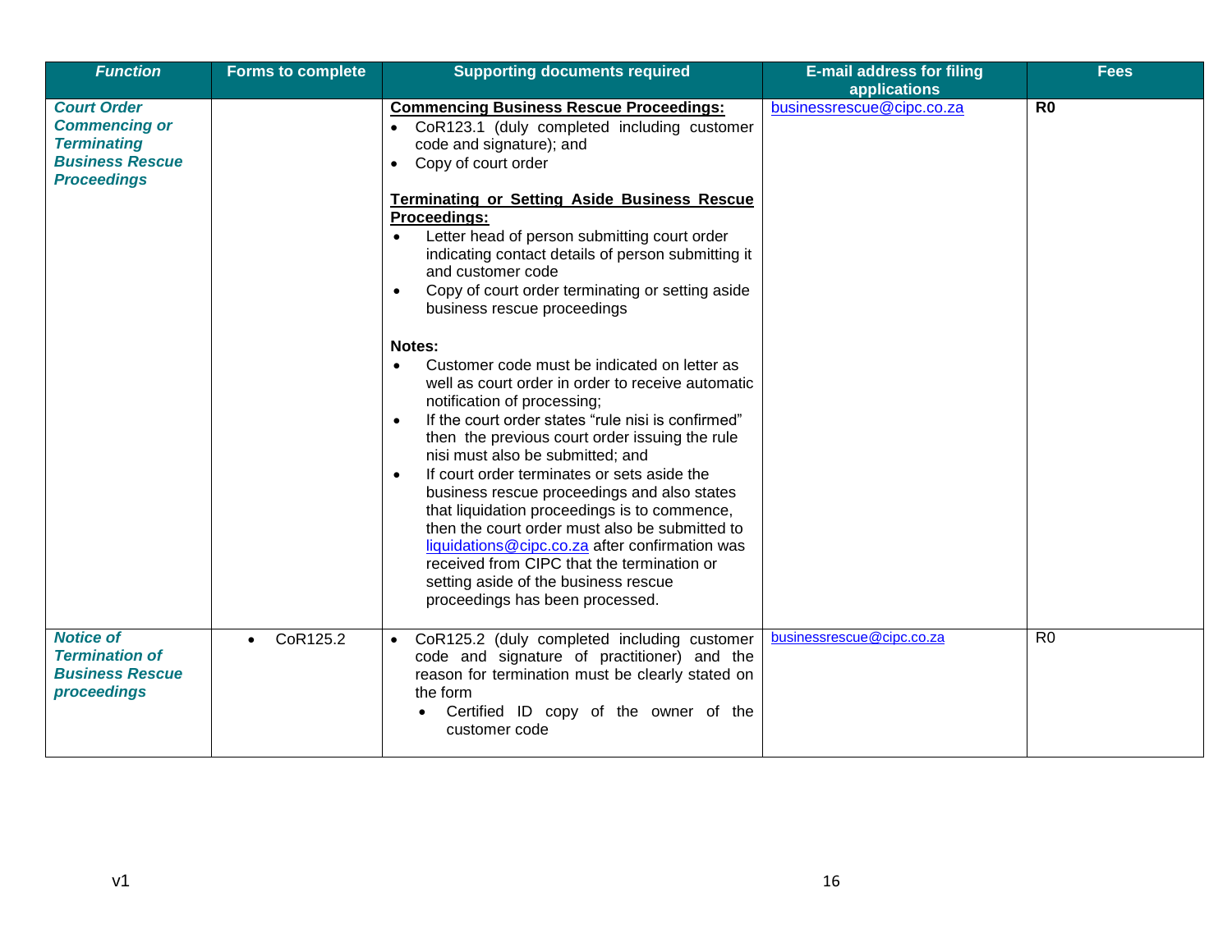| *Function* | Forms to complete | Supporting documents required | E-mail address for filing applications | Fees |
|---|---|---|---|---|
| ***Court Order Commencing or Terminating Business Rescue Proceedings*** | | **Commencing Business Rescue Proceedings:**<br>• CoR123.1 (duly completed including customer code and signature); and<br>• Copy of court order<br><br>**Terminating or Setting Aside Business Rescue Proceedings:**<br>• Letter head of person submitting court order indicating contact details of person submitting it and customer code<br>• Copy of court order terminating or setting aside business rescue proceedings<br><br>**Notes:**<br>• Customer code must be indicated on letter as well as court order in order to receive automatic notification of processing;<br>• If the court order states "rule nisi is confirmed" then the previous court order issuing the rule nisi must also be submitted; and<br>• If court order terminates or sets aside the business rescue proceedings and also states that liquidation proceedings is to commence, then the court order must also be submitted to liquidations@cipc.co.za after confirmation was received from CIPC that the termination or setting aside of the business rescue proceedings has been processed. | businessrescue@cipc.co.za | **R0** |
| ***Notice of Termination of Business Rescue proceedings*** | • CoR125.2 | • CoR125.2 (duly completed including customer code and signature of practitioner) and the reason for termination must be clearly stated on the form<br>  • Certified ID copy of the owner of the customer code | businessrescue@cipc.co.za | R0 |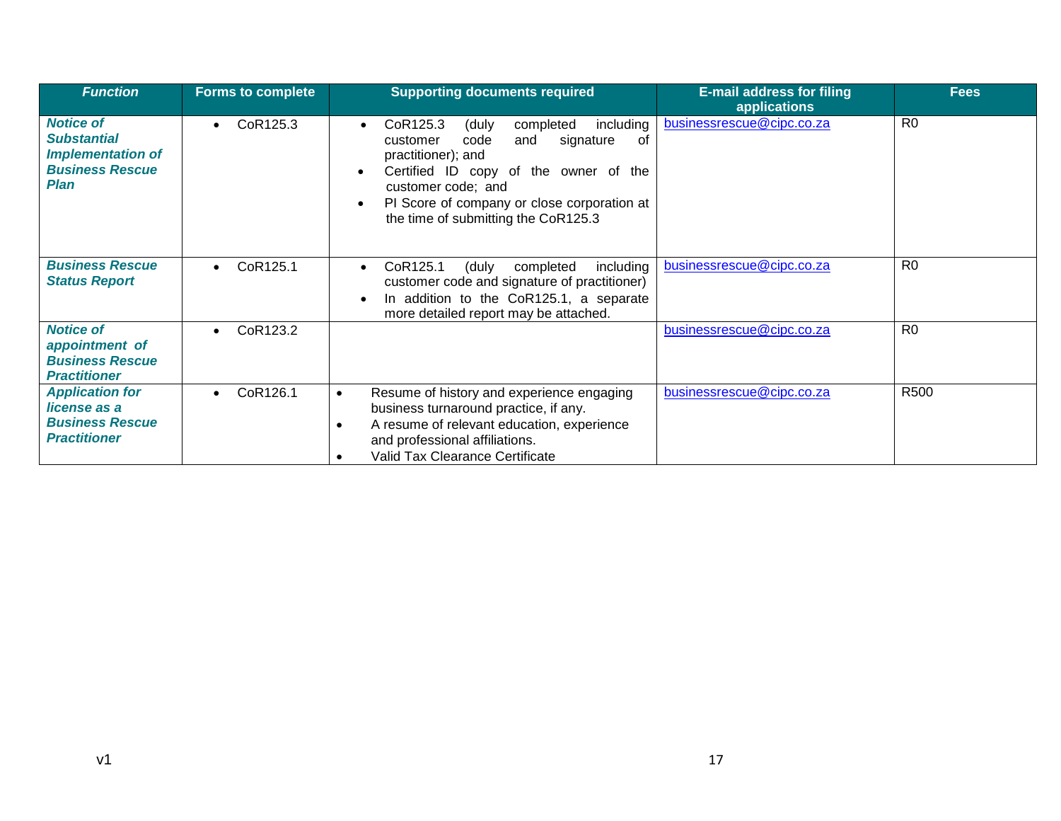| *Function* | Forms to complete | Supporting documents required | E-mail address for filing applications | Fees |
|---|---|---|---|---|
| ***Notice of Substantial Implementation of Business Rescue Plan*** | • CoR125.3 | • CoR125.3 (duly completed including customer code and signature of practitioner); and<br>• Certified ID copy of the owner of the customer code; and<br>• PI Score of company or close corporation at the time of submitting the CoR125.3 | businessrescue@cipc.co.za | R0 |
| ***Business Rescue Status Report*** | • CoR125.1 | • CoR125.1 (duly completed including customer code and signature of practitioner)<br>• In addition to the CoR125.1, a separate more detailed report may be attached. | businessrescue@cipc.co.za | R0 |
| ***Notice of appointment of Business Rescue Practitioner*** | • CoR123.2 | | businessrescue@cipc.co.za | R0 |
| ***Application for license as a Business Rescue Practitioner*** | • CoR126.1 | • Resume of history and experience engaging business turnaround practice, if any.<br>• A resume of relevant education, experience and professional affiliations.<br>• Valid Tax Clearance Certificate | businessrescue@cipc.co.za | R500 |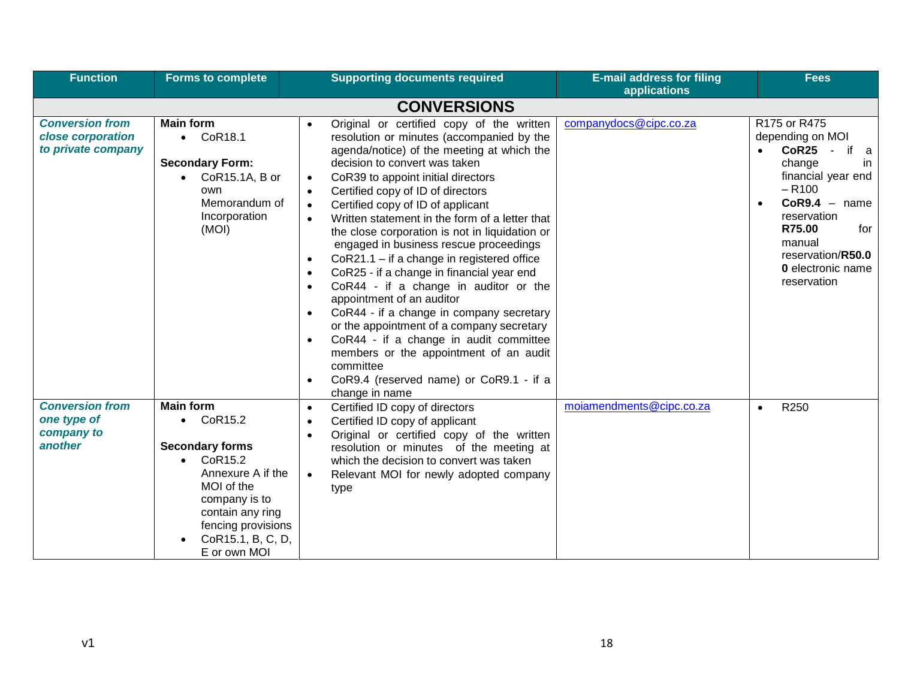| Function | Forms to complete | Supporting documents required | E-mail address for filing applications | Fees |
|---|---|---|---|---|
| **CONVERSIONS** | | | | |
| ***Conversion from close corporation to private company*** | **Main form**<br>• CoR18.1<br><br>**Secondary Form:**<br>• CoR15.1A, B or own Memorandum of Incorporation (MOI) | • Original or certified copy of the written resolution or minutes (accompanied by the agenda/notice) of the meeting at which the decision to convert was taken<br>• CoR39 to appoint initial directors<br>• Certified copy of ID of directors<br>• Certified copy of ID of applicant<br>• Written statement in the form of a letter that the close corporation is not in liquidation or engaged in business rescue proceedings<br>• CoR21.1 – if a change in registered office<br>• CoR25 - if a change in financial year end<br>• CoR44 - if a change in auditor or the appointment of an auditor<br>• CoR44 - if a change in company secretary or the appointment of a company secretary<br>• CoR44 - if a change in audit committee members or the appointment of an audit committee<br>• CoR9.4 (reserved name) or CoR9.1 - if a change in name | companydocs@cipc.co.za | R175 or R475 depending on MOI<br>• **CoR25** - if a change in financial year end – R100<br>• **CoR9.4** – name reservation **R75.00** for manual reservation/**R50.00** electronic name reservation |
| ***Conversion from one type of company to another*** | **Main form**<br>• CoR15.2<br><br>**Secondary forms**<br>• CoR15.2 Annexure A if the MOI of the company is to contain any ring fencing provisions<br>• CoR15.1, B, C, D, E or own MOI | • Certified ID copy of directors<br>• Certified ID copy of applicant<br>• Original or certified copy of the written resolution or minutes of the meeting at which the decision to convert was taken<br>• Relevant MOI for newly adopted company type | moiamendments@cipc.co.za | • R250 |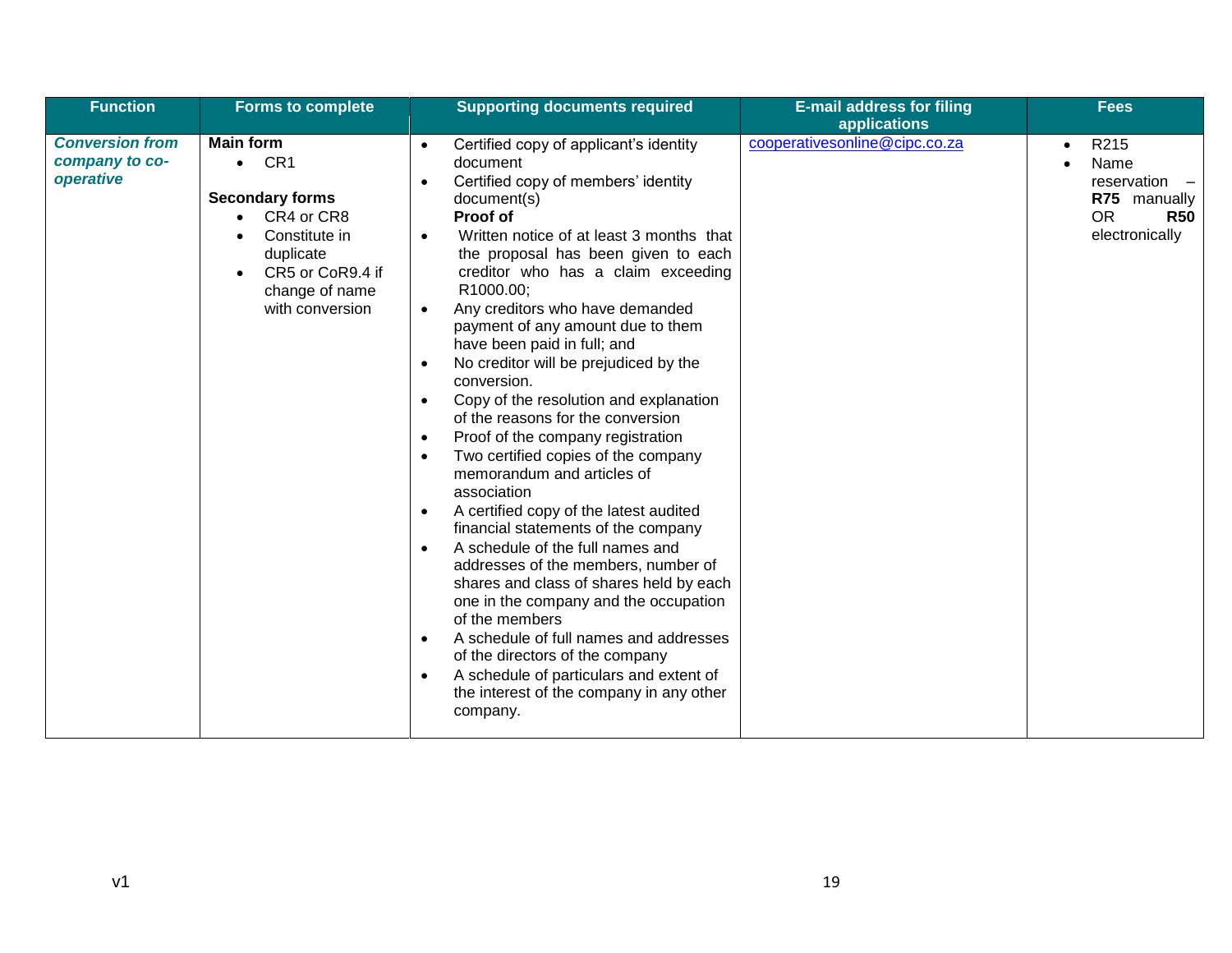| Function | Forms to complete | Supporting documents required | E-mail address for filing applications | Fees |
|---|---|---|---|---|
| ***Conversion from company to co-operative*** | **Main form**<br>• CR1<br><br>**Secondary forms**<br>• CR4 or CR8<br>• Constitute in duplicate<br>• CR5 or CoR9.4 if change of name with conversion | • Certified copy of applicant's identity document<br>• Certified copy of members' identity document(s)<br>**Proof of**<br>• Written notice of at least 3 months that the proposal has been given to each creditor who has a claim exceeding R1000.00;<br>• Any creditors who have demanded payment of any amount due to them have been paid in full; and<br>• No creditor will be prejudiced by the conversion.<br>• Copy of the resolution and explanation of the reasons for the conversion<br>• Proof of the company registration<br>• Two certified copies of the company memorandum and articles of association<br>• A certified copy of the latest audited financial statements of the company<br>• A schedule of the full names and addresses of the members, number of shares and class of shares held by each one in the company and the occupation of the members<br>• A schedule of full names and addresses of the directors of the company<br>• A schedule of particulars and extent of the interest of the company in any other company. | cooperativesonline@cipc.co.za | • R215<br>• Name reservation – **R75** manually OR **R50** electronically |

v1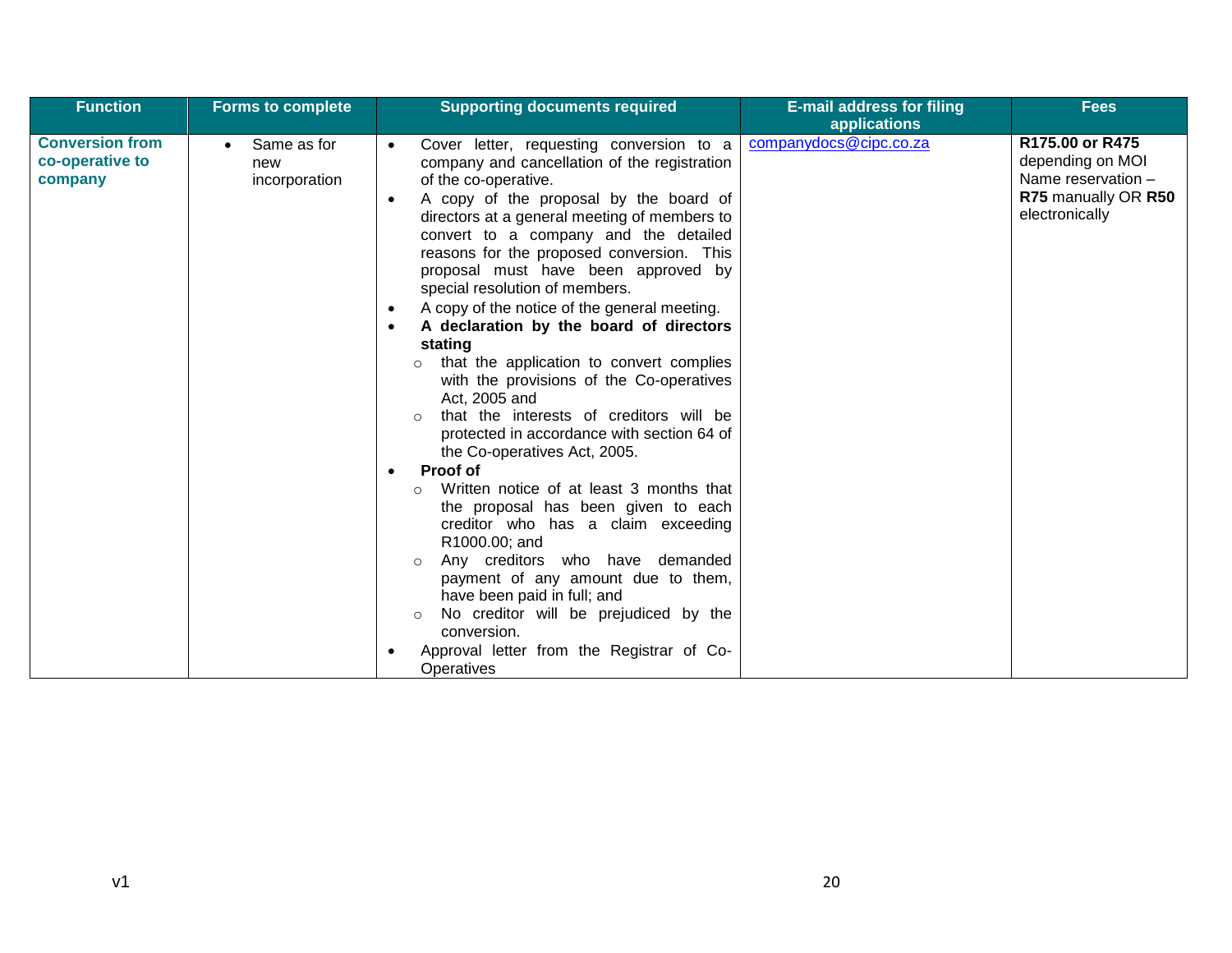| Function | Forms to complete | Supporting documents required | E-mail address for filing applications | Fees |
|---|---|---|---|---|
| **Conversion from co-operative to company** | • Same as for new incorporation | • Cover letter, requesting conversion to a company and cancellation of the registration of the co-operative.<br>• A copy of the proposal by the board of directors at a general meeting of members to convert to a company and the detailed reasons for the proposed conversion. This proposal must have been approved by special resolution of members.<br>• A copy of the notice of the general meeting.<br>• **A declaration by the board of directors stating**<br>  ○ that the application to convert complies with the provisions of the Co-operatives Act, 2005 and<br>  ○ that the interests of creditors will be protected in accordance with section 64 of the Co-operatives Act, 2005.<br>• **Proof of**<br>  ○ Written notice of at least 3 months that the proposal has been given to each creditor who has a claim exceeding R1000.00; and<br>  ○ Any creditors who have demanded payment of any amount due to them, have been paid in full; and<br>  ○ No creditor will be prejudiced by the conversion.<br>• Approval letter from the Registrar of Co-Operatives | companydocs@cipc.co.za | **R175.00 or R475** depending on MOI<br>Name reservation – **R75** manually OR **R50** electronically |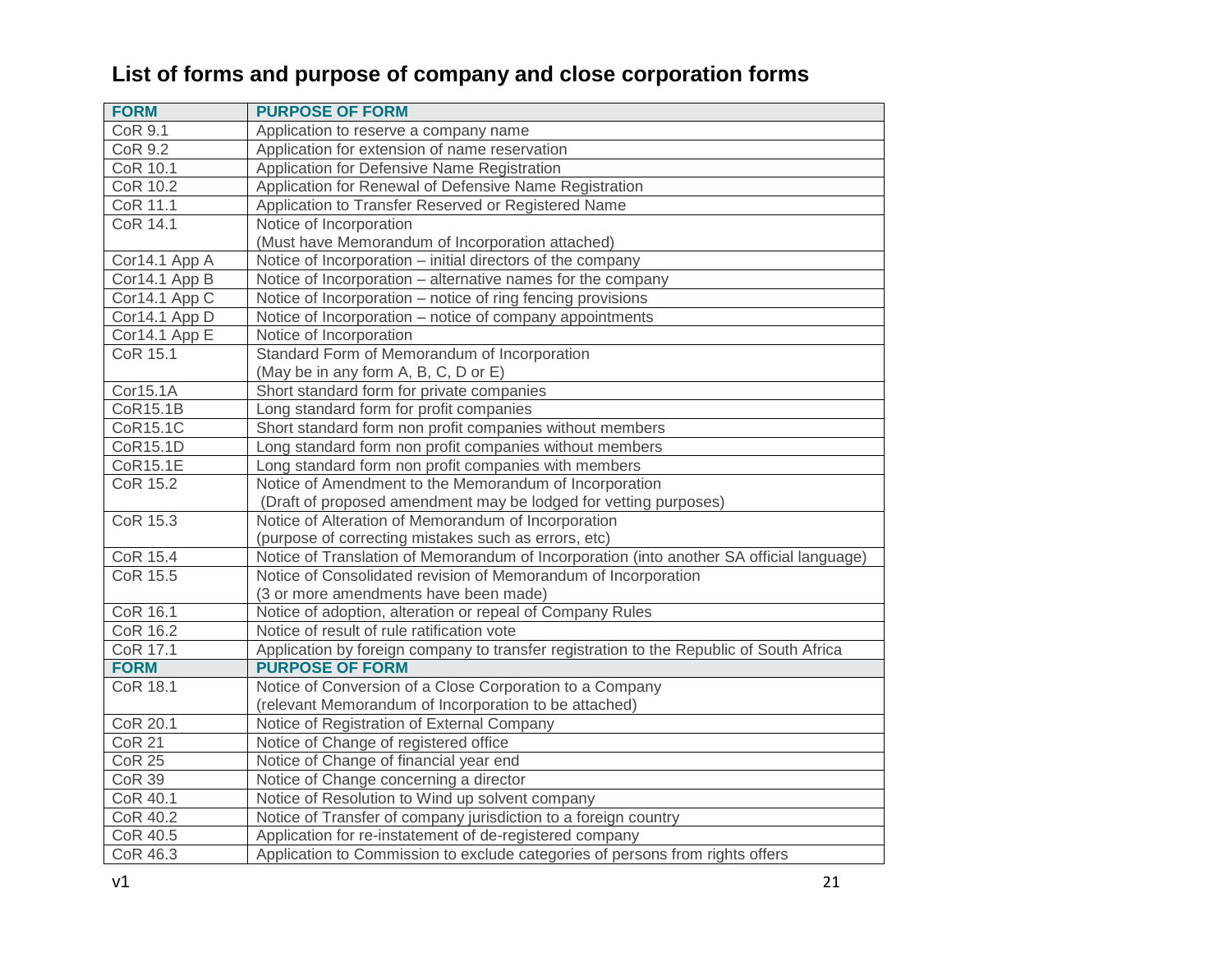## List of forms and purpose of company and close corporation forms

| FORM | PURPOSE OF FORM |
|---|---|
| CoR 9.1 | Application to reserve a company name |
| CoR 9.2 | Application for extension of name reservation |
| CoR 10.1 | Application for Defensive Name Registration |
| CoR 10.2 | Application for Renewal of Defensive Name Registration |
| CoR 11.1 | Application to Transfer Reserved or Registered Name |
| CoR 14.1 | Notice of Incorporation (Must have Memorandum of Incorporation attached) |
| Cor14.1 App A | Notice of Incorporation – initial directors of the company |
| Cor14.1 App B | Notice of Incorporation – alternative names for the company |
| Cor14.1 App C | Notice of Incorporation – notice of ring fencing provisions |
| Cor14.1 App D | Notice of Incorporation – notice of company appointments |
| Cor14.1 App E | Notice of Incorporation |
| CoR 15.1 | Standard Form of Memorandum of Incorporation (May be in any form A, B, C, D or E) |
| Cor15.1A | Short standard form for private companies |
| CoR15.1B | Long standard form for profit companies |
| CoR15.1C | Short standard form non profit companies without members |
| CoR15.1D | Long standard form non profit companies without members |
| CoR15.1E | Long standard form non profit companies with members |
| CoR 15.2 | Notice of Amendment to the Memorandum of Incorporation (Draft of proposed amendment may be lodged for vetting purposes) |
| CoR 15.3 | Notice of Alteration of Memorandum of Incorporation (purpose of correcting mistakes such as errors, etc) |
| CoR 15.4 | Notice of Translation of Memorandum of Incorporation (into another SA official language) |
| CoR 15.5 | Notice of Consolidated revision of Memorandum of Incorporation (3 or more amendments have been made) |
| CoR 16.1 | Notice of adoption, alteration or repeal of Company Rules |
| CoR 16.2 | Notice of result of rule ratification vote |
| CoR 17.1 | Application by foreign company to transfer registration to the Republic of South Africa |
| **FORM** | **PURPOSE OF FORM** |
| CoR 18.1 | Notice of Conversion of a Close Corporation to a Company (relevant Memorandum of Incorporation to be attached) |
| CoR 20.1 | Notice of Registration of External Company |
| CoR 21 | Notice of Change of registered office |
| CoR 25 | Notice of Change of financial year end |
| CoR 39 | Notice of Change concerning a director |
| CoR 40.1 | Notice of Resolution to Wind up solvent company |
| CoR 40.2 | Notice of Transfer of company jurisdiction to a foreign country |
| CoR 40.5 | Application for re-instatement of de-registered company |
| CoR 46.3 | Application to Commission to exclude categories of persons from rights offers |

v1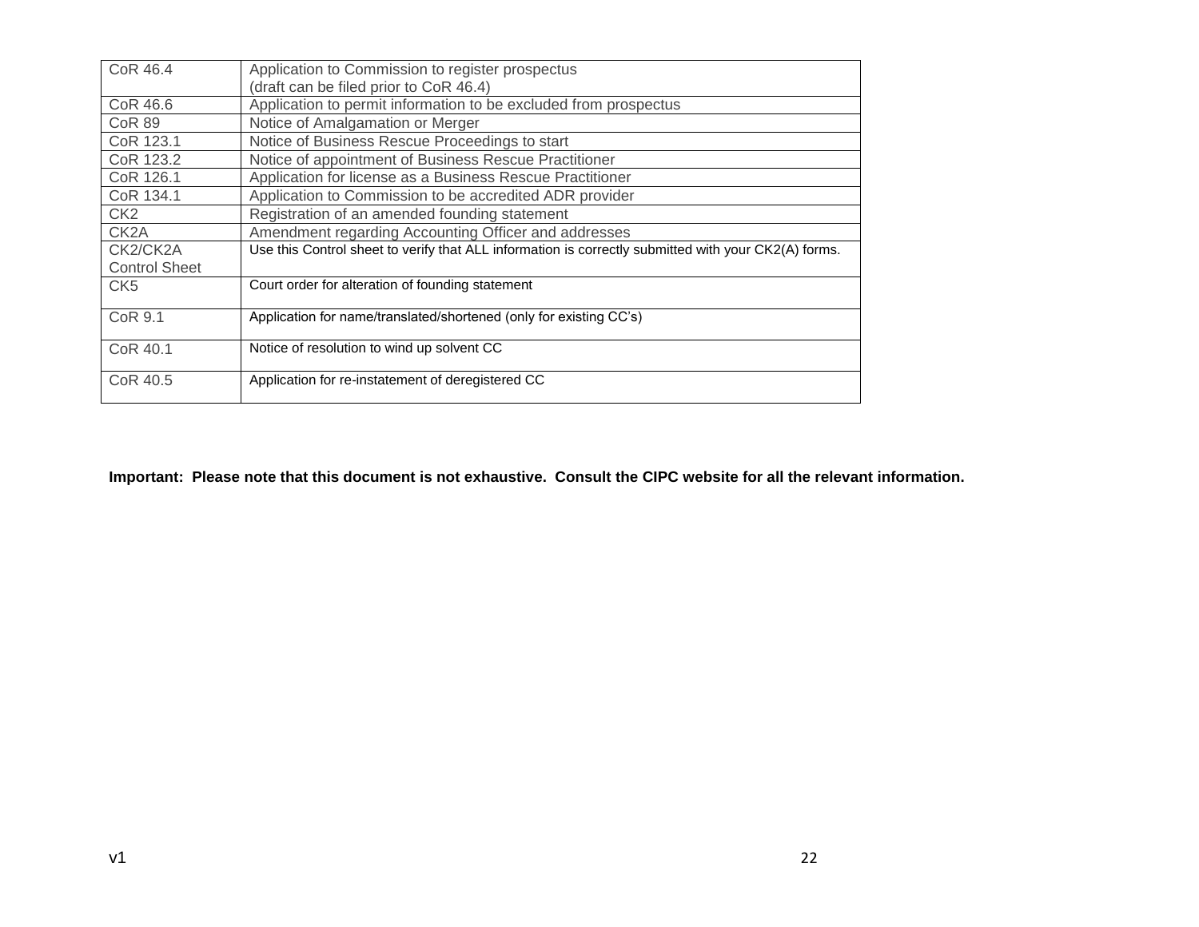| | |
|---|---|
| CoR 46.4 | Application to Commission to register prospectus (draft can be filed prior to CoR 46.4) |
| CoR 46.6 | Application to permit information to be excluded from prospectus |
| CoR 89 | Notice of Amalgamation or Merger |
| CoR 123.1 | Notice of Business Rescue Proceedings to start |
| CoR 123.2 | Notice of appointment of Business Rescue Practitioner |
| CoR 126.1 | Application for license as a Business Rescue Practitioner |
| CoR 134.1 | Application to Commission to be accredited ADR provider |
| CK2 | Registration of an amended founding statement |
| CK2A | Amendment regarding Accounting Officer and addresses |
| CK2/CK2A Control Sheet | Use this Control sheet to verify that ALL information is correctly submitted with your CK2(A) forms. |
| CK5 | Court order for alteration of founding statement |
| CoR 9.1 | Application for name/translated/shortened (only for existing CC's) |
| CoR 40.1 | Notice of resolution to wind up solvent CC |
| CoR 40.5 | Application for re-instatement of deregistered CC |

**Important: Please note that this document is not exhaustive. Consult the CIPC website for all the relevant information.**

v1